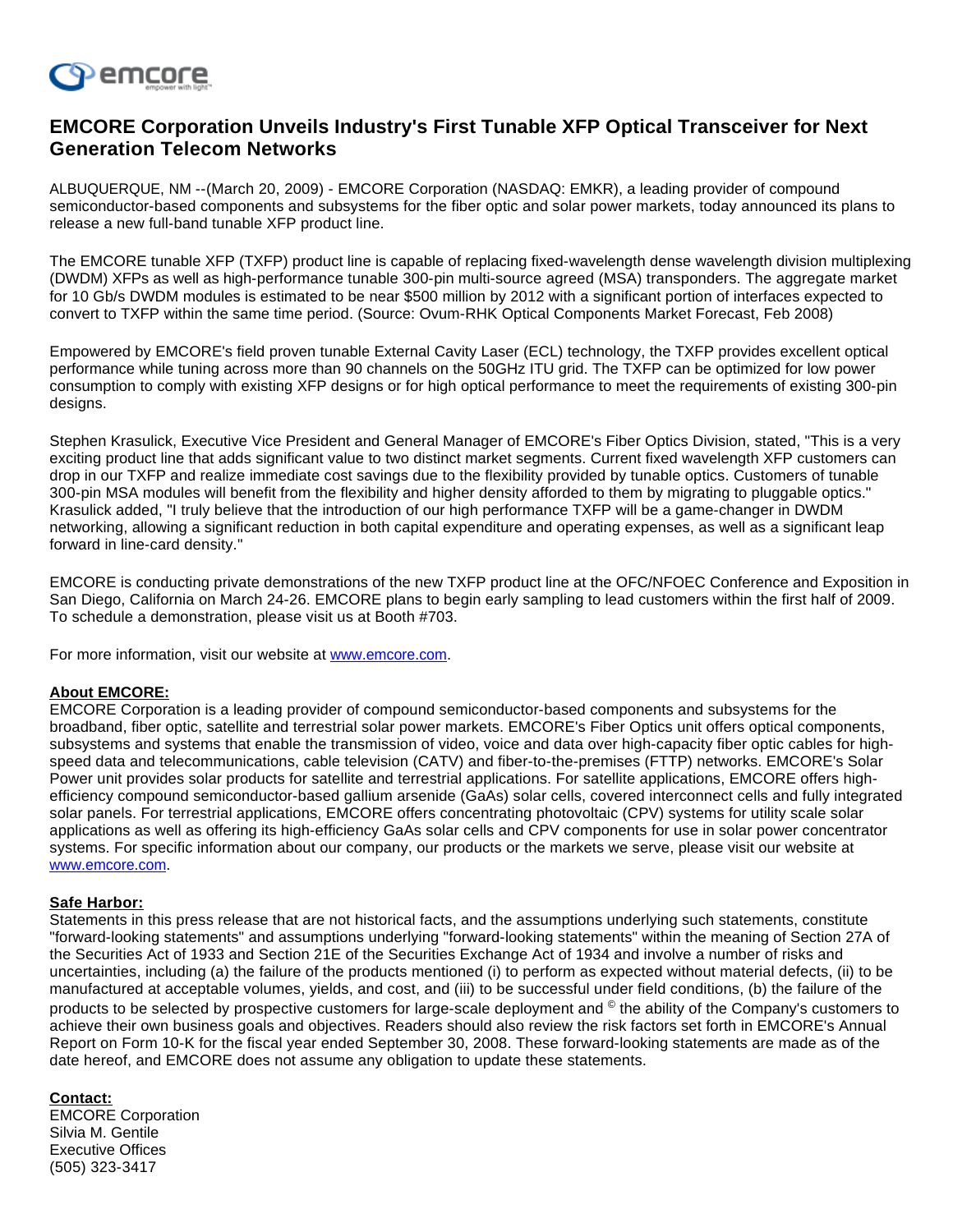# EMCORE Corporation Unveils Industry's First Tunable XFP Optical Transceiver for Next Generation Telecom Networks

ALBUQUERQUE, NM --(March 20, 2009) - EMCORE Corporation (NASDAQ: EMKR), a leading provider of compound semiconductor-based components and subsystems for the fiber optic and solar power markets, today announced its plans to release a new full-band tunable XFP product line.

The EMCORE tunable XFP (TXFP) product line is capable of replacing fixed-wavelength dense wavelength division multiplexing (DWDM) XFPs as well as high-performance tunable 300-pin multi-source agreed (MSA) transponders. The aggregate market for 10 Gb/s DWDM modules is estimated to be near $500 million by 2012 with a significant portion of interfaces expected to convert to TXFP within the same time period. (Source: Ovum-RHK Optical Components Market Forecast, Feb 2008)

Empowered by EMCORE's field proven tunable External Cavity Laser (ECL) technology, the TXFP provides excellent optical performance while tuning across more than 90 channels on the 50GHz ITU grid. The TXFP can be optimized for low power consumption to comply with existing XFP designs or for high optical performance to meet the requirements of existing 300-pin designs.

Stephen Krasulick, Executive Vice President and General Manager of EMCORE's Fiber Optics Division, stated, "This is a very exciting product line that adds significant value to two distinct market segments. Current fixed wavelength XFP customers can drop in our TXFP and realize immediate cost savings due to the flexibility provided by tunable optics. Customers of tunable 300-pin MSA modules will benefit from the flexibility and higher density afforded to them by migrating to pluggable optics." Krasulick added, "I truly believe that the introduction of our high performance TXFP will be a game-changer in DWDM networking, allowing a significant reduction in both capital expenditure and operating expenses, as well as a significant leap forward in line-card density."

EMCORE is conducting private demonstrations of the new TXFP product line at the OFC/NFOEC Conference and Exposition in San Diego, California on March 24-26. EMCORE plans to begin early sampling to lead customers within the first half of 2009. To schedule a demonstration, please visit us at Booth #703.

For more information, visit our website at www.emcore.com.

**About EMCORE:**
EMCORE Corporation is a leading provider of compound semiconductor-based components and subsystems for the broadband, fiber optic, satellite and terrestrial solar power markets. EMCORE's Fiber Optics unit offers optical components, subsystems and systems that enable the transmission of video, voice and data over high-capacity fiber optic cables for high-speed data and telecommunications, cable television (CATV) and fiber-to-the-premises (FTTP) networks. EMCORE's Solar Power unit provides solar products for satellite and terrestrial applications. For satellite applications, EMCORE offers high-efficiency compound semiconductor-based gallium arsenide (GaAs) solar cells, covered interconnect cells and fully integrated solar panels. For terrestrial applications, EMCORE offers concentrating photovoltaic (CPV) systems for utility scale solar applications as well as offering its high-efficiency GaAs solar cells and CPV components for use in solar power concentrator systems. For specific information about our company, our products or the markets we serve, please visit our website at www.emcore.com.

**Safe Harbor:**
Statements in this press release that are not historical facts, and the assumptions underlying such statements, constitute "forward-looking statements" and assumptions underlying "forward-looking statements" within the meaning of Section 27A of the Securities Act of 1933 and Section 21E of the Securities Exchange Act of 1934 and involve a number of risks and uncertainties, including (a) the failure of the products mentioned (i) to perform as expected without material defects, (ii) to be manufactured at acceptable volumes, yields, and cost, and (iii) to be successful under field conditions, (b) the failure of the products to be selected by prospective customers for large-scale deployment and © the ability of the Company's customers to achieve their own business goals and objectives. Readers should also review the risk factors set forth in EMCORE's Annual Report on Form 10-K for the fiscal year ended September 30, 2008. These forward-looking statements are made as of the date hereof, and EMCORE does not assume any obligation to update these statements.

**Contact:**
EMCORE Corporation
Silvia M. Gentile
Executive Offices
(505) 323-3417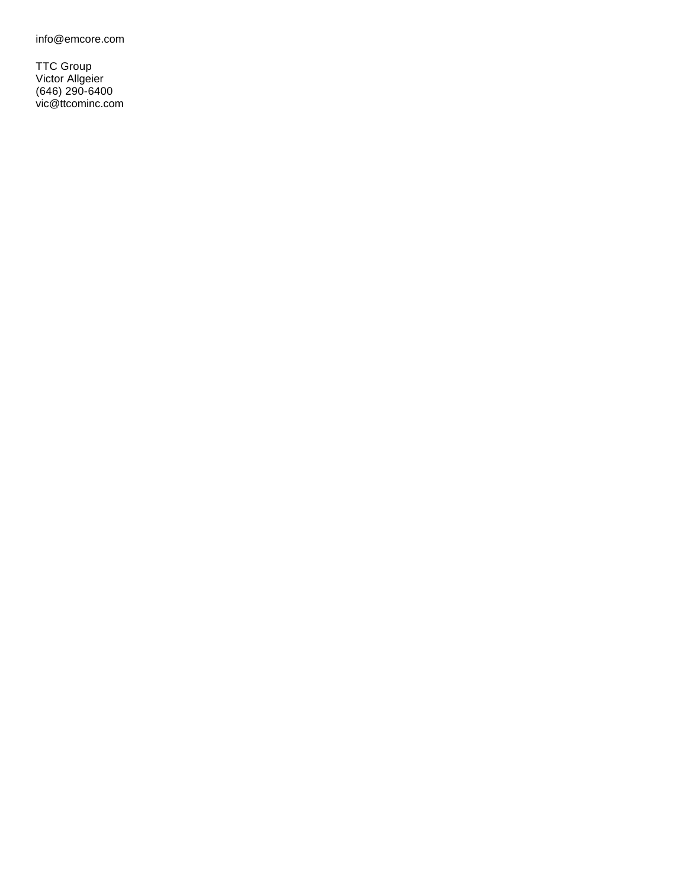info@emcore.com

TTC Group
Victor Allgeier
(646) 290-6400
vic@ttcominc.com